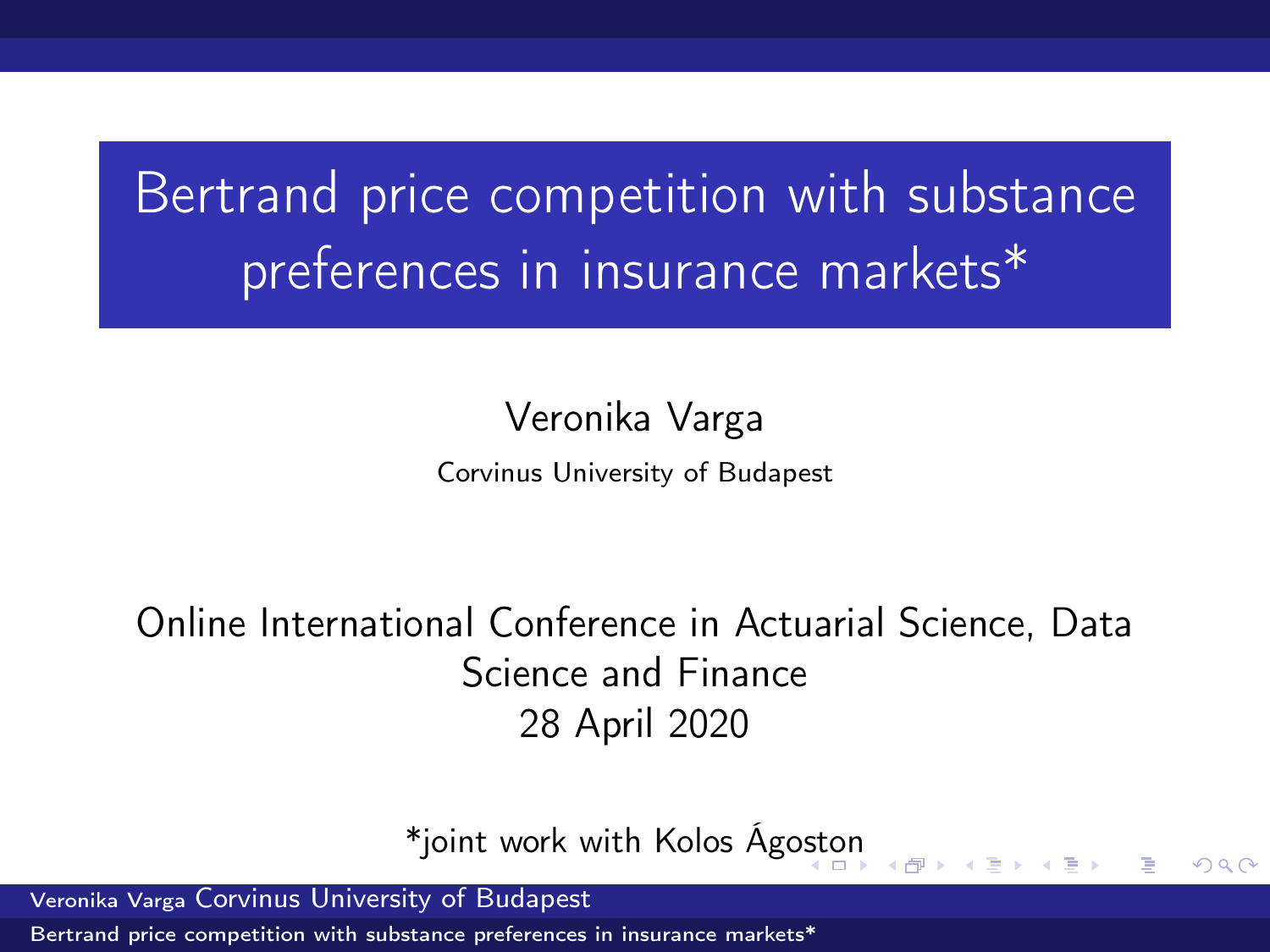# Bertrand price competition with substance preferences in insurance markets*

Veronika Varga

Corvinus University of Budapest

Online International Conference in Actuarial Science, Data Science and Finance

28 April 2020

*joint work with Kolos Ágoston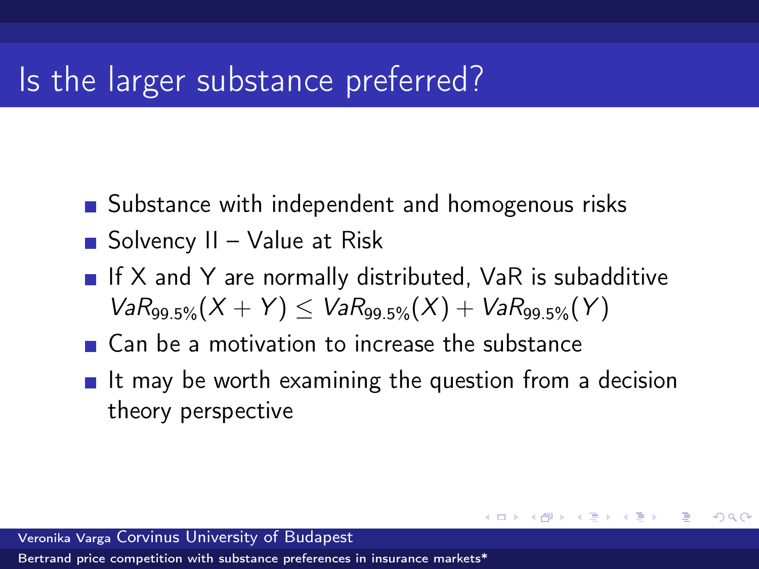# Is the larger substance preferred?

- Substance with independent and homogenous risks
- Solvency II – Value at Risk
- If X and Y are normally distributed, VaR is subadditive $VaR_{99.5\%}(X+Y) \leq VaR_{99.5\%}(X) + VaR_{99.5\%}(Y)$
- Can be a motivation to increase the substance
- It may be worth examining the question from a decision theory perspective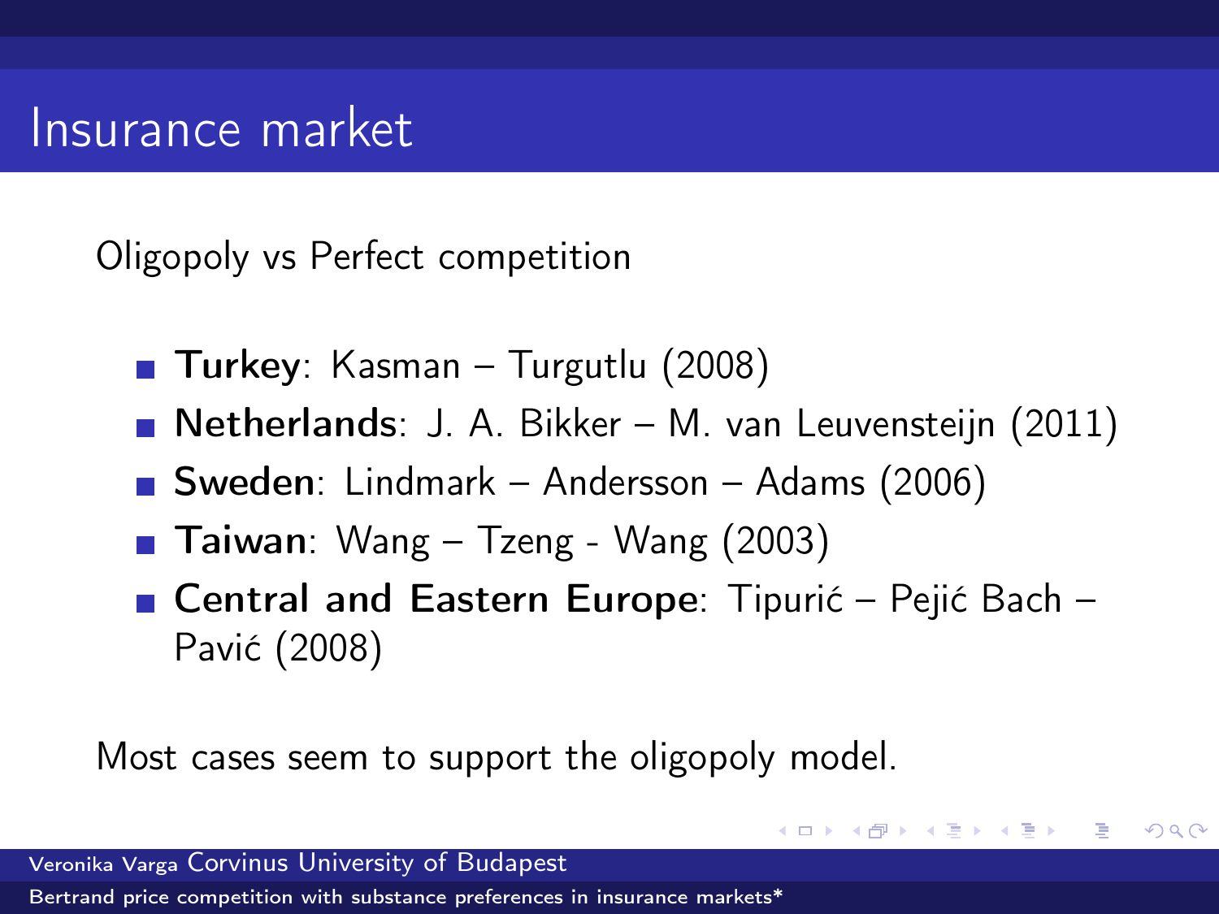# Insurance market

Oligopoly vs Perfect competition

- **Turkey**: Kasman – Turgutlu (2008)
- **Netherlands**: J. A. Bikker – M. van Leuvensteijn (2011)
- **Sweden**: Lindmark – Andersson – Adams (2006)
- **Taiwan**: Wang – Tzeng - Wang (2003)
- **Central and Eastern Europe**: Tipurić – Pejić Bach – Pavić (2008)

Most cases seem to support the oligopoly model.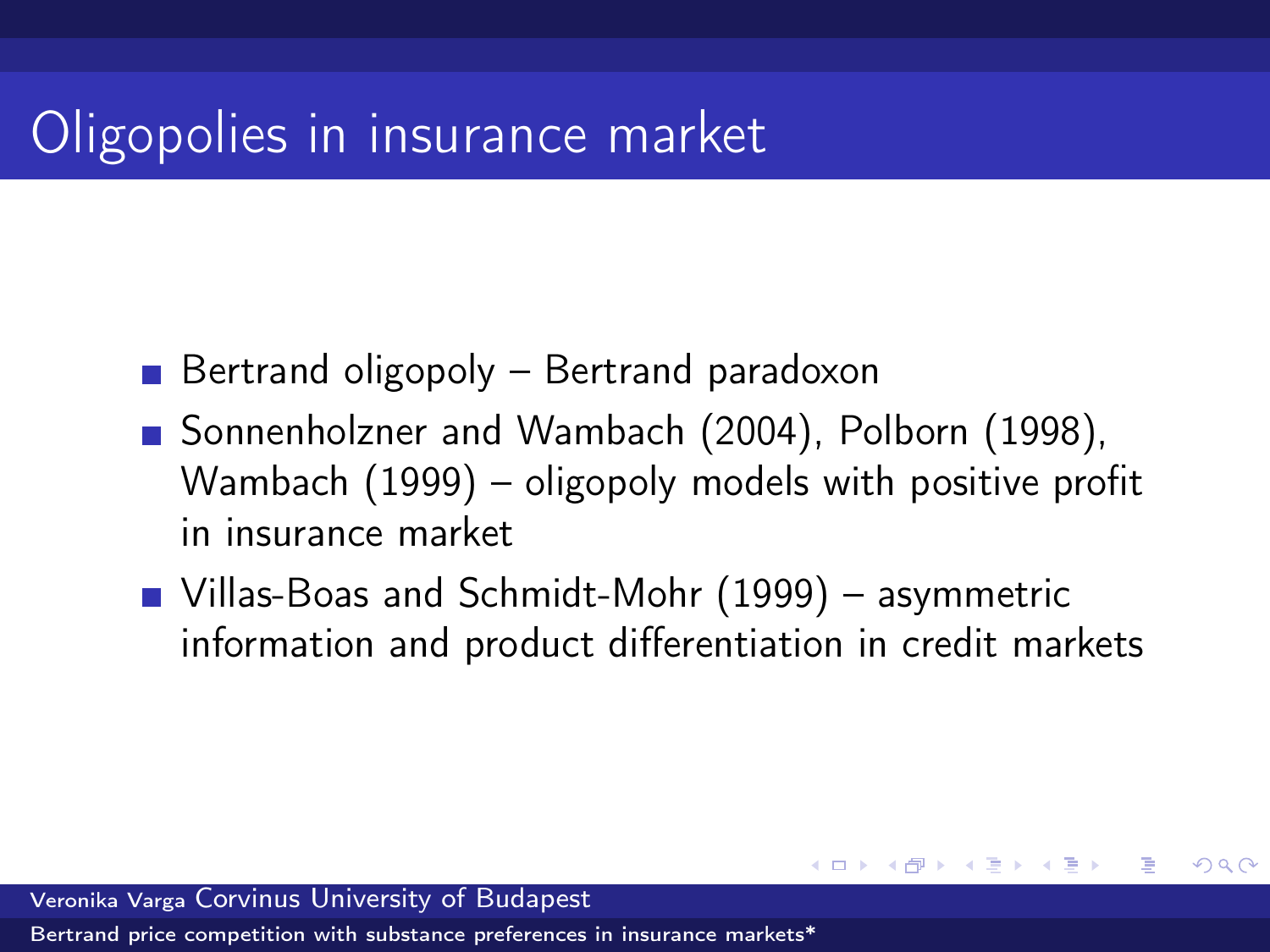# Oligopolies in insurance market

- Bertrand oligopoly – Bertrand paradoxon
- Sonnenholzner and Wambach (2004), Polborn (1998), Wambach (1999) – oligopoly models with positive profit in insurance market
- Villas-Boas and Schmidt-Mohr (1999) – asymmetric information and product differentiation in credit markets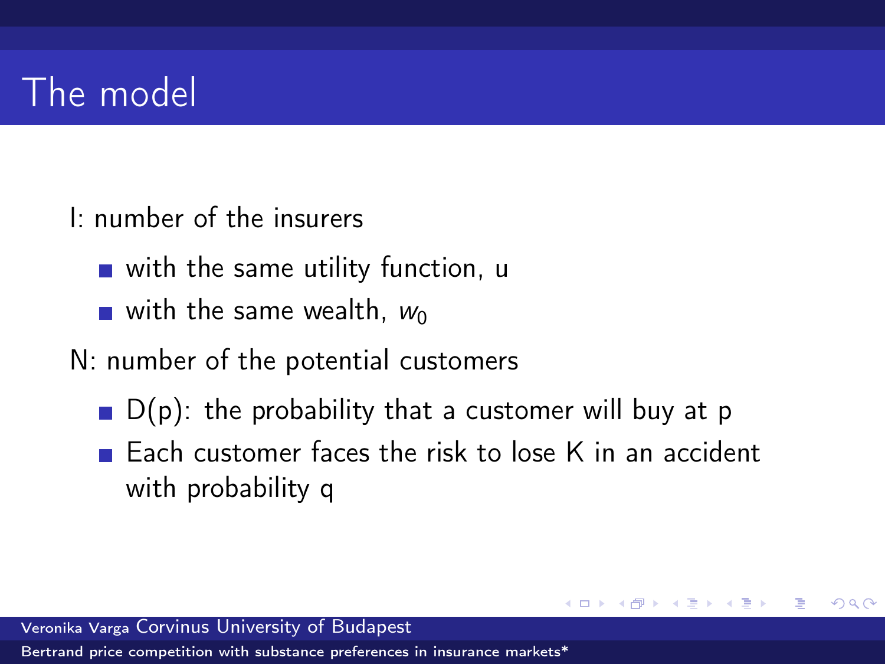# The model

I: number of the insurers

- with the same utility function, u
- with the same wealth, $w_0$

N: number of the potential customers

- D(p): the probability that a customer will buy at p
- Each customer faces the risk to lose K in an accident with probability q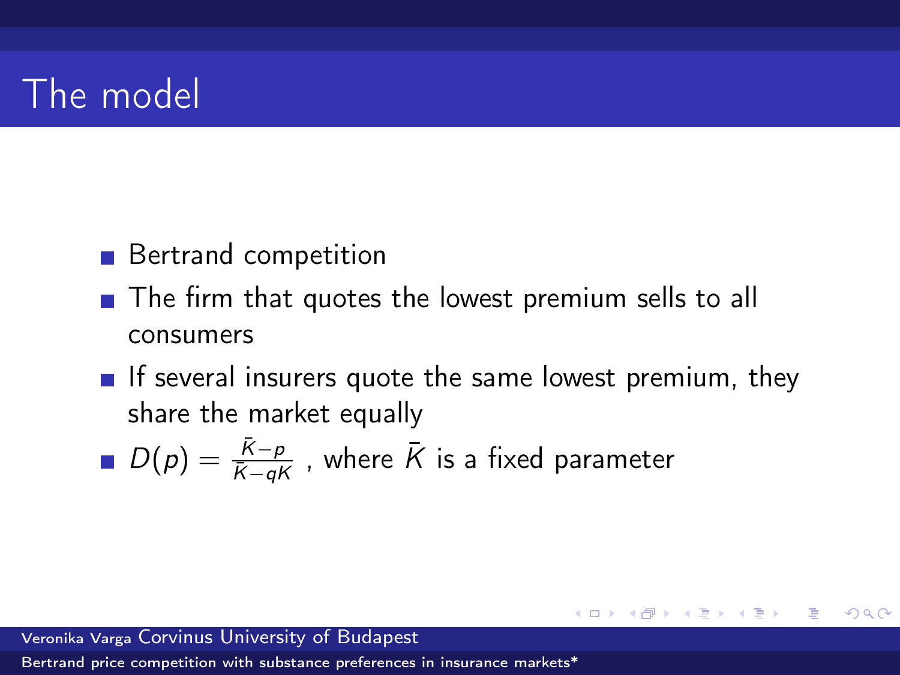# The model

- Bertrand competition
- The firm that quotes the lowest premium sells to all consumers
- If several insurers quote the same lowest premium, they share the market equally
- $D(p) = \frac{\bar{K} - p}{\bar{K} - qK}$ , where $\bar{K}$ is a fixed parameter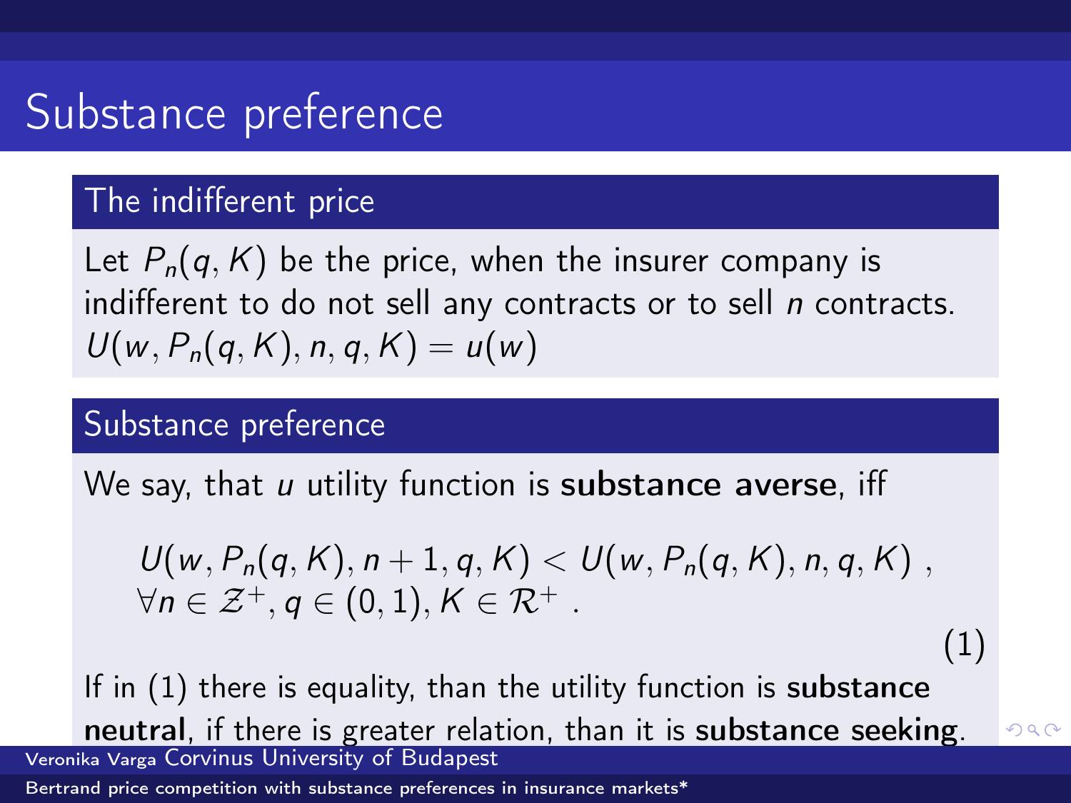# Substance preference

## The indifferent price

Let $P_n(q, K)$ be the price, when the insurer company is indifferent to do not sell any contracts or to sell $n$ contracts.
$U(w, P_n(q, K), n, q, K) = u(w)$

## Substance preference

We say, that $u$ utility function is **substance averse**, iff

$$U(w, P_n(q, K), n + 1, q, K) < U(w, P_n(q, K), n, q, K) \;, \\ \forall n \in \mathcal{Z}^+, q \in (0, 1), K \in \mathcal{R}^+ \;. \tag{1}$$

If in (1) there is equality, than the utility function is **substance neutral**, if there is greater relation, than it is **substance seeking**.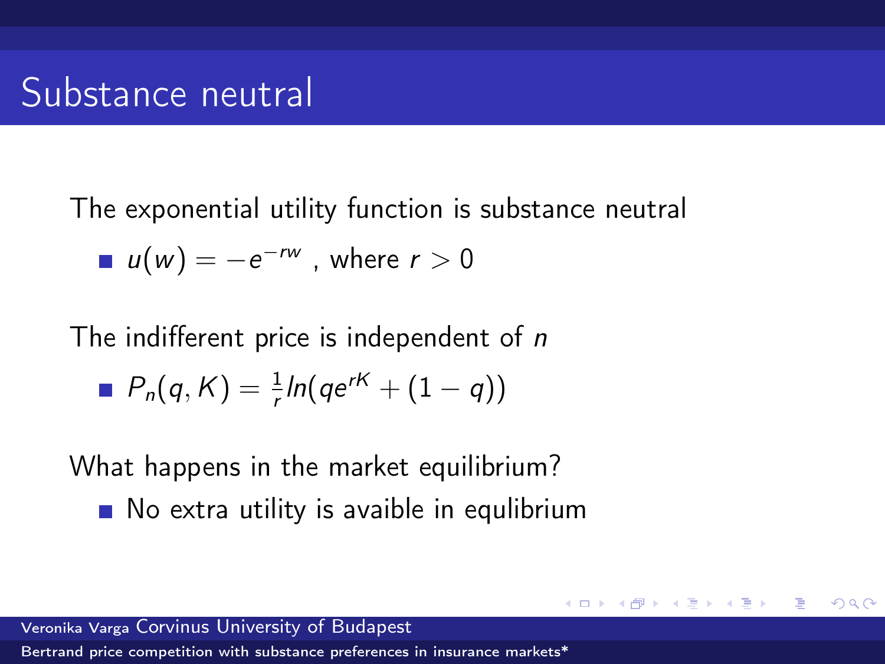# Substance neutral

The exponential utility function is substance neutral

- $u(w) = -e^{-rw}$ , where $r > 0$

The indifferent price is independent of $n$

- $P_n(q, K) = \frac{1}{r} ln(qe^{rK} + (1 - q))$

What happens in the market equilibrium?

- No extra utility is avaible in equlibrium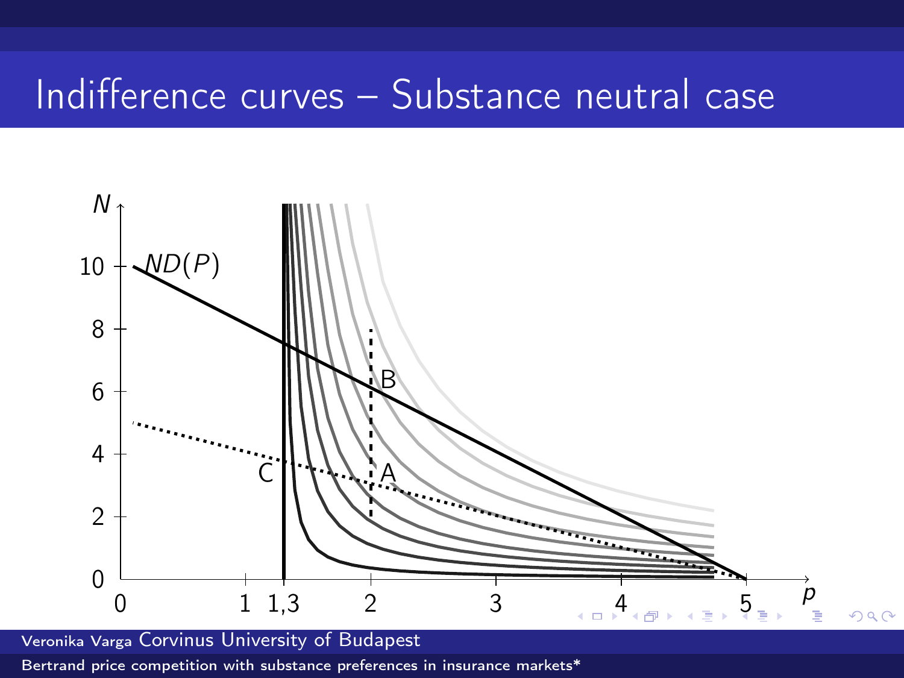# Indifference curves – Substance neutral case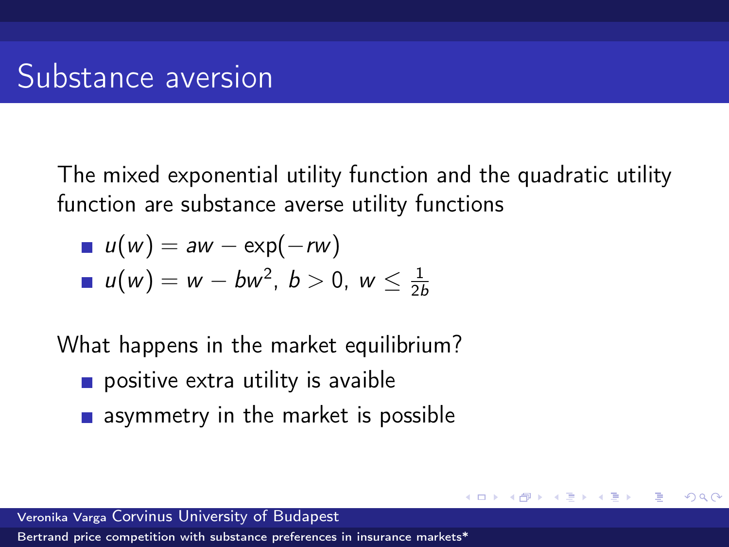# Substance aversion

The mixed exponential utility function and the quadratic utility function are substance averse utility functions

- $u(w) = aw - \exp(-rw)$
- $u(w) = w - bw^2$, $b > 0$, $w \leq \frac{1}{2b}$

What happens in the market equilibrium?

- positive extra utility is avaible
- asymmetry in the market is possible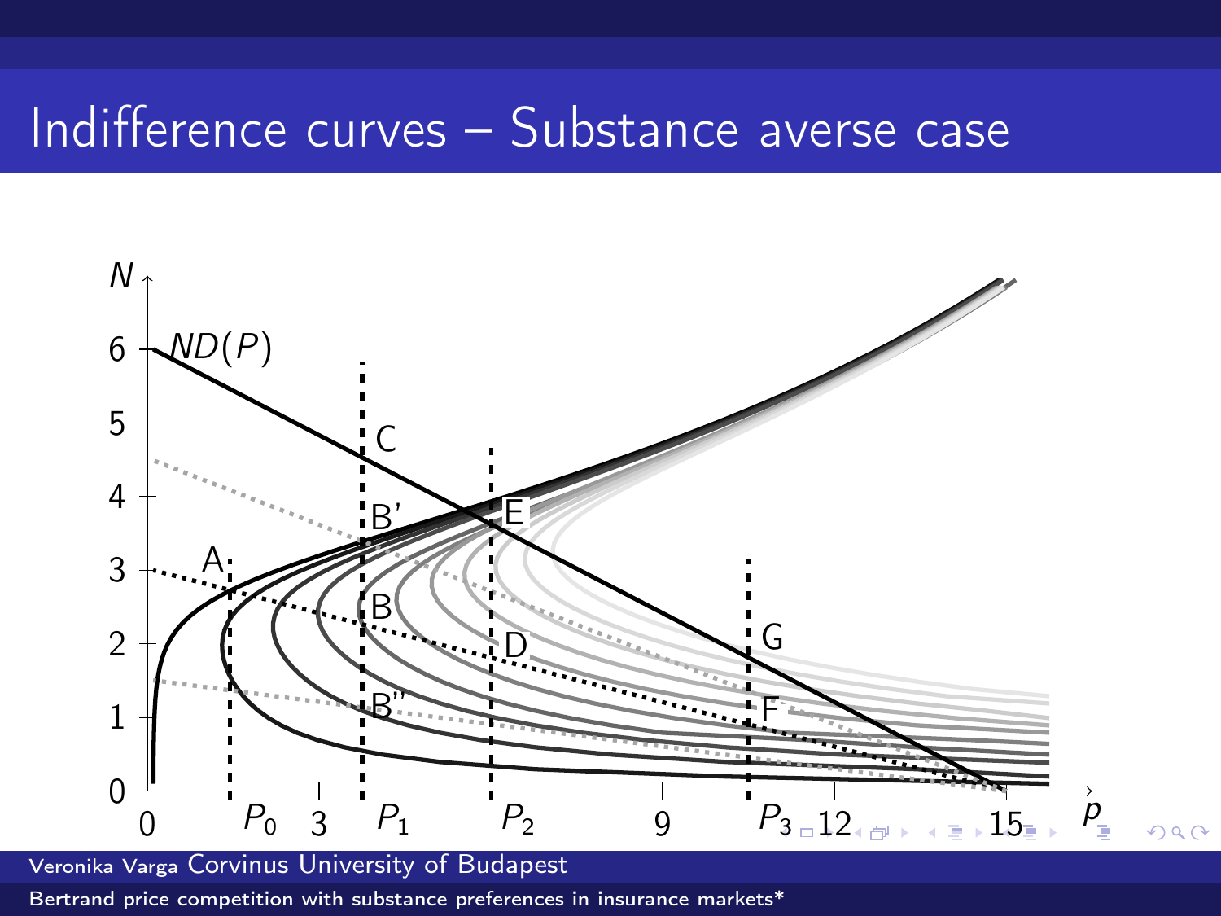# Indifference curves – Substance averse case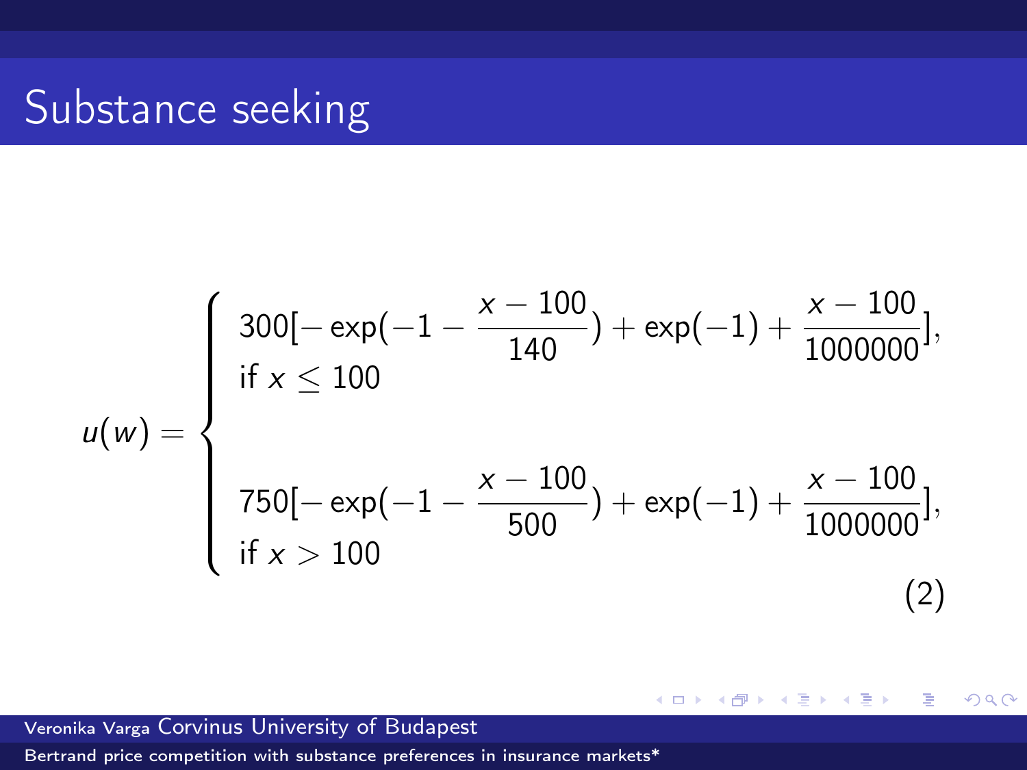# Substance seeking

$$
u(w) = \begin{cases} 300[-\exp(-1 - \frac{x-100}{140}) + \exp(-1) + \frac{x-100}{1000000}], \\ \text{if } x \leq 100 \\ \\ 750[-\exp(-1 - \frac{x-100}{500}) + \exp(-1) + \frac{x-100}{1000000}], \\ \text{if } x > 100 \end{cases} \tag{2}
$$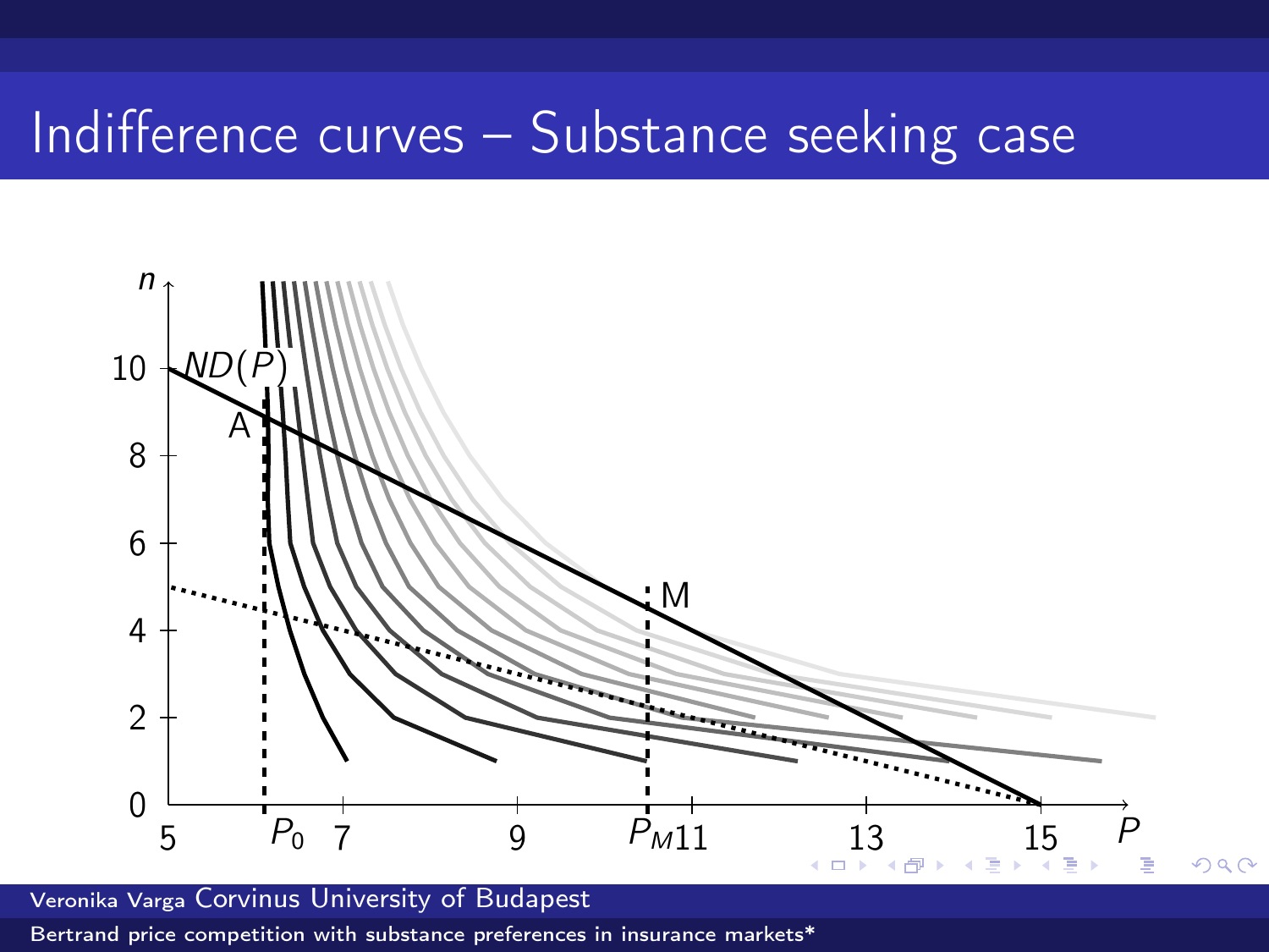# Indifference curves – Substance seeking case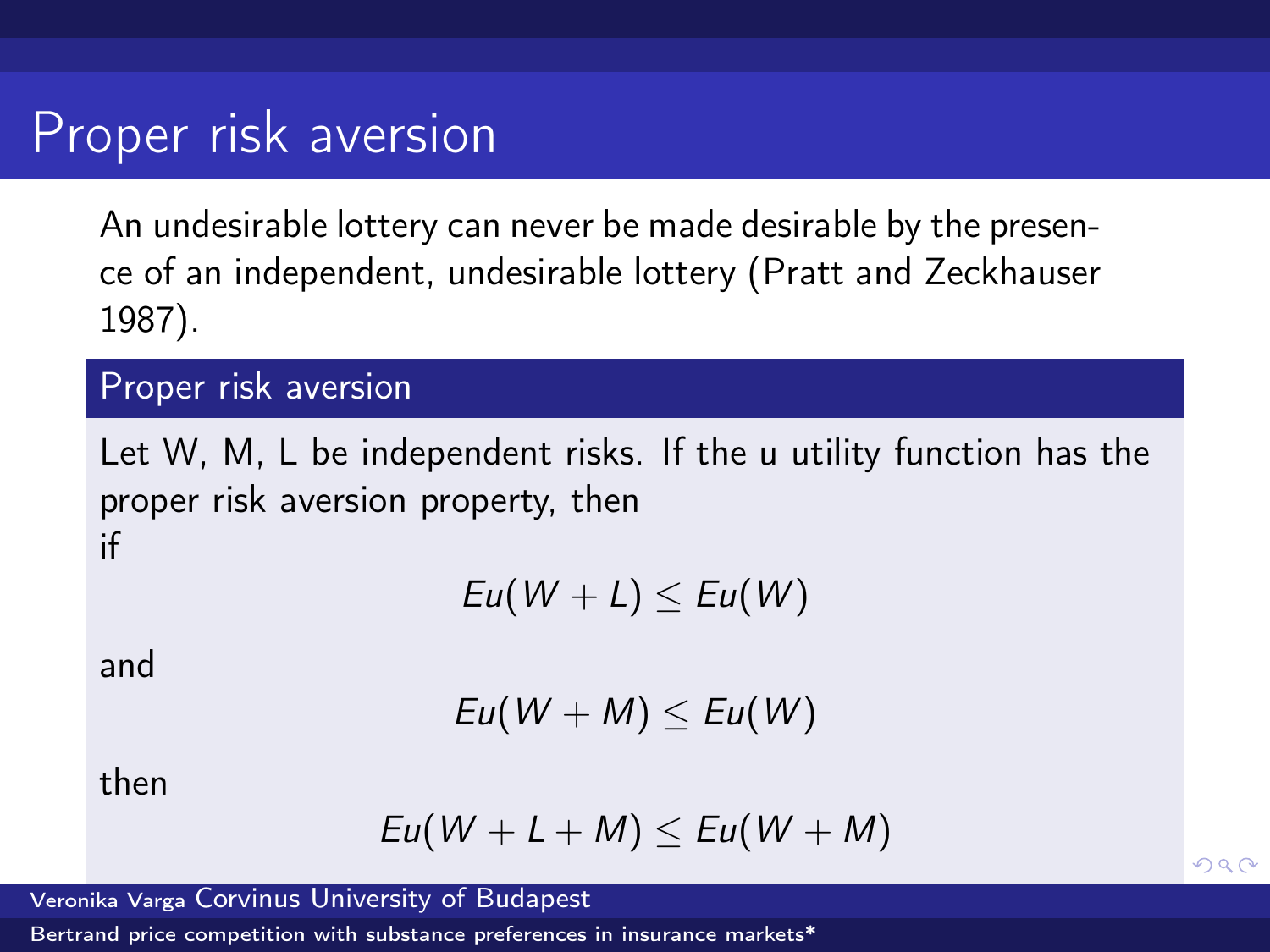# Proper risk aversion

An undesirable lottery can never be made desirable by the presence of an independent, undesirable lottery (Pratt and Zeckhauser 1987).

## Proper risk aversion

Let W, M, L be independent risks. If the u utility function has the proper risk aversion property, then
if

$$Eu(W+L) \leq Eu(W)$$

and

$$Eu(W+M) \leq Eu(W)$$

then

$$Eu(W+L+M) \leq Eu(W+M)$$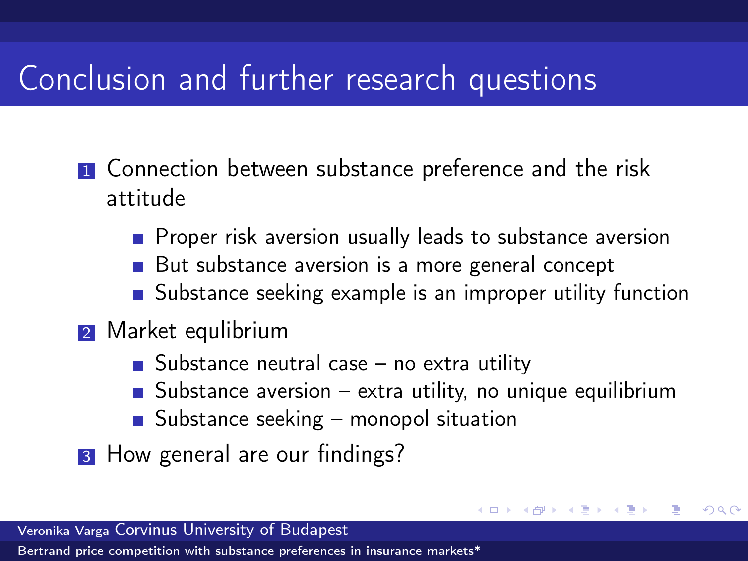# Conclusion and further research questions

1. Connection between substance preference and the risk attitude
   - Proper risk aversion usually leads to substance aversion
   - But substance aversion is a more general concept
   - Substance seeking example is an improper utility function
2. Market equlibrium
   - Substance neutral case – no extra utility
   - Substance aversion – extra utility, no unique equilibrium
   - Substance seeking – monopol situation
3. How general are our findings?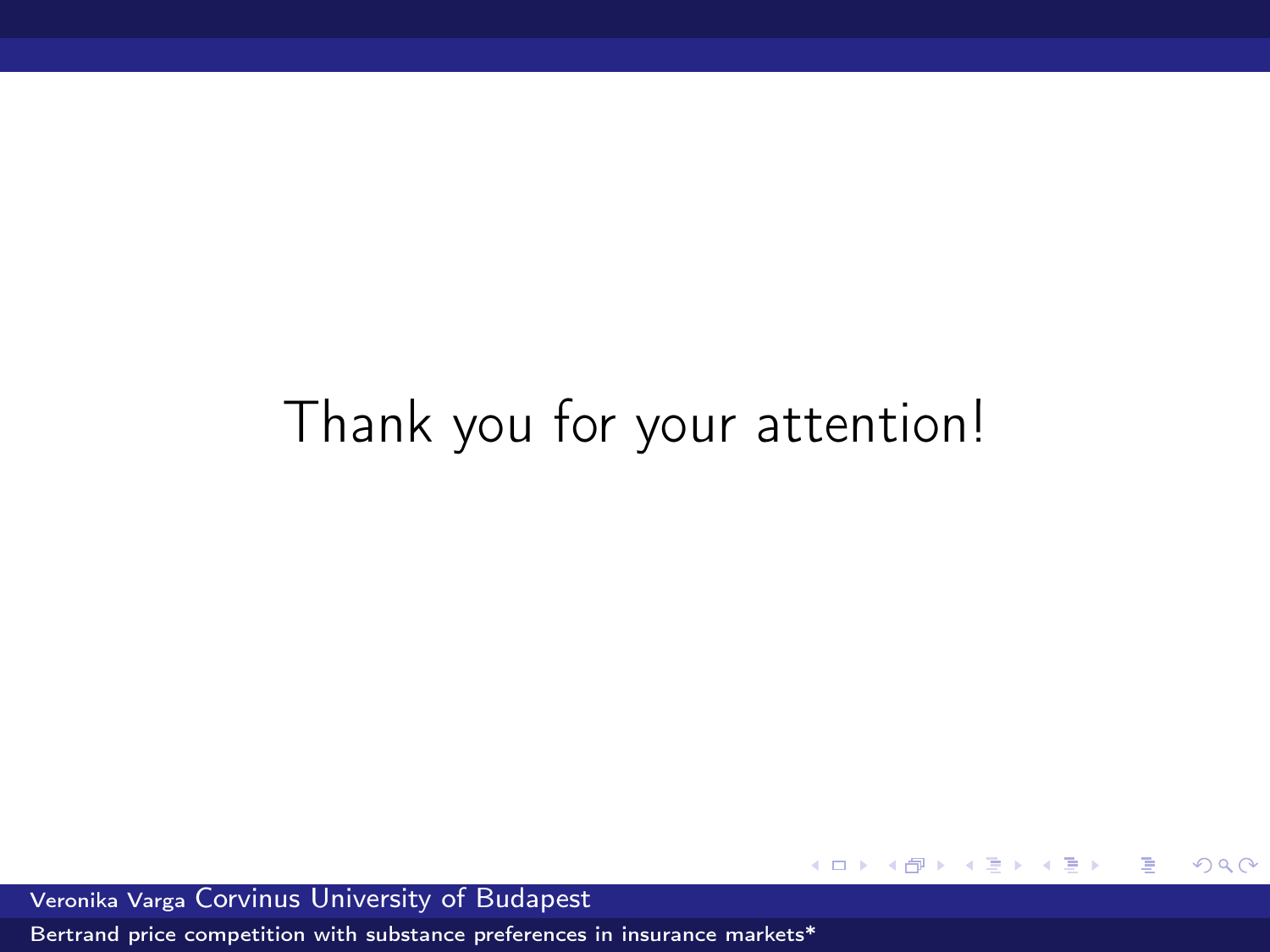Thank you for your attention!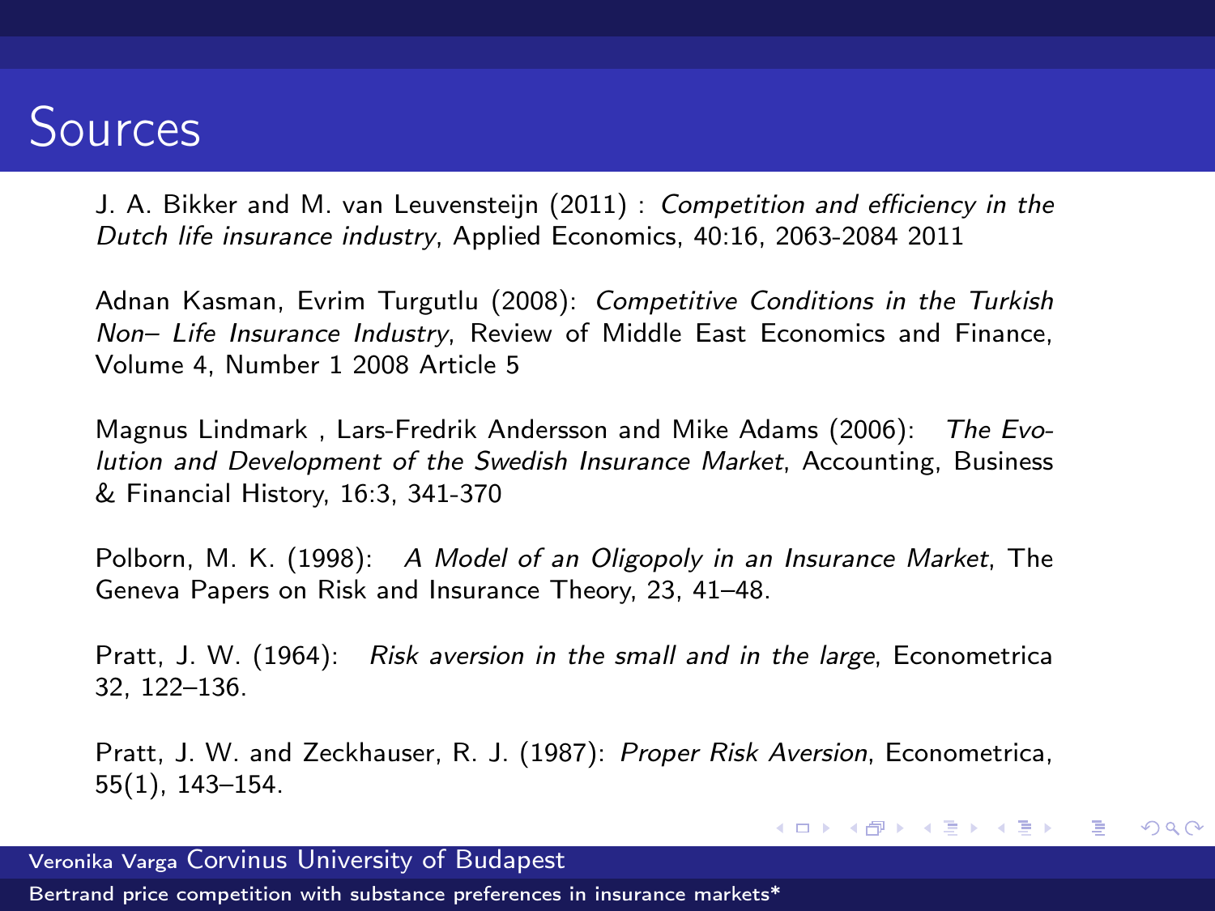# Sources

J. A. Bikker and M. van Leuvensteijn (2011) : *Competition and efficiency in the Dutch life insurance industry*, Applied Economics, 40:16, 2063-2084 2011

Adnan Kasman, Evrim Turgutlu (2008): *Competitive Conditions in the Turkish Non– Life Insurance Industry*, Review of Middle East Economics and Finance, Volume 4, Number 1 2008 Article 5

Magnus Lindmark , Lars-Fredrik Andersson and Mike Adams (2006): *The Evolution and Development of the Swedish Insurance Market*, Accounting, Business & Financial History, 16:3, 341-370

Polborn, M. K. (1998): *A Model of an Oligopoly in an Insurance Market*, The Geneva Papers on Risk and Insurance Theory, 23, 41–48.

Pratt, J. W. (1964): *Risk aversion in the small and in the large*, Econometrica 32, 122–136.

Pratt, J. W. and Zeckhauser, R. J. (1987): *Proper Risk Aversion*, Econometrica, 55(1), 143–154.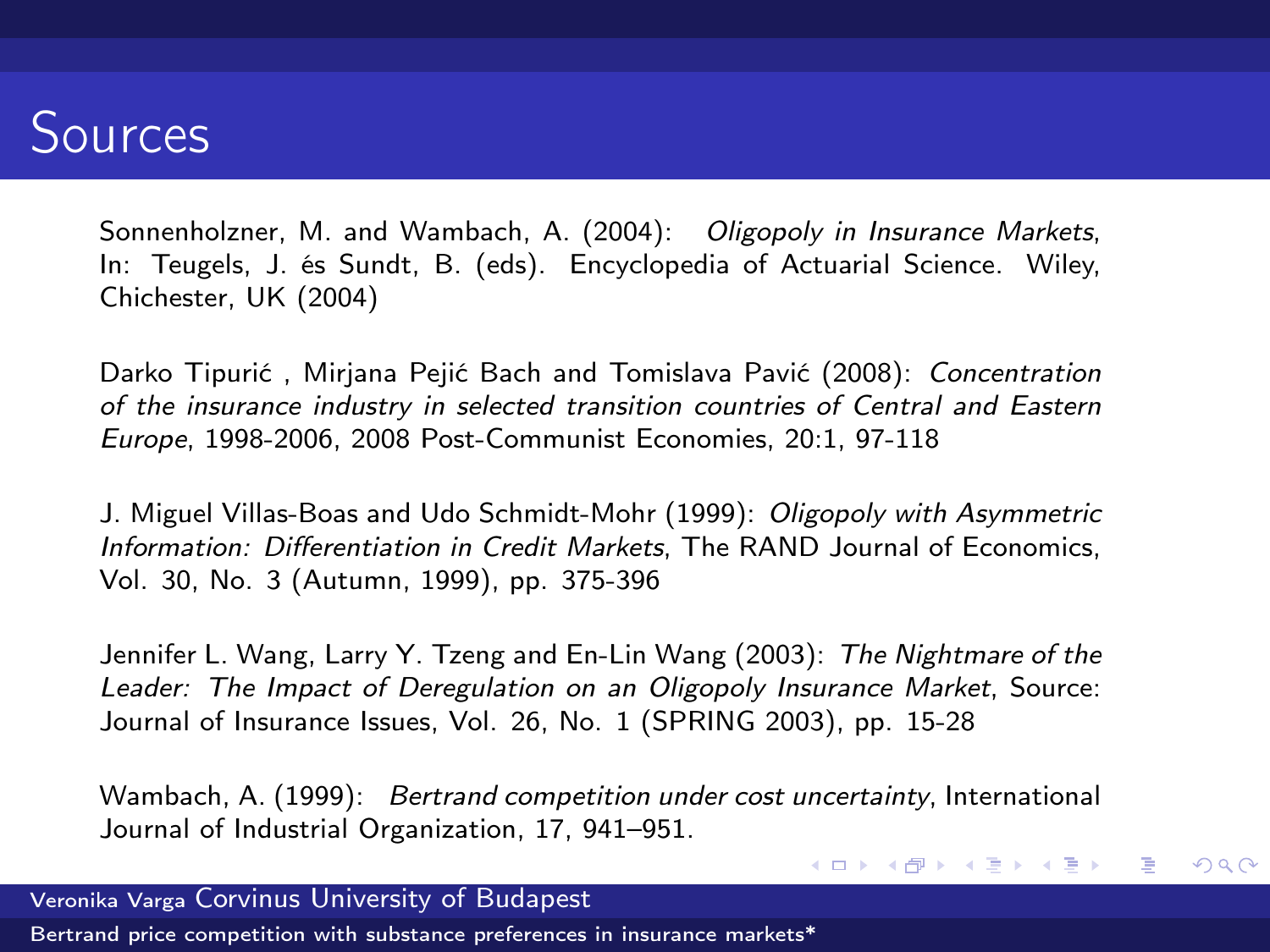# Sources

Sonnenholzner, M. and Wambach, A. (2004): *Oligopoly in Insurance Markets*, In: Teugels, J. és Sundt, B. (eds). Encyclopedia of Actuarial Science. Wiley, Chichester, UK (2004)

Darko Tipurić , Mirjana Pejić Bach and Tomislava Pavić (2008): *Concentration of the insurance industry in selected transition countries of Central and Eastern Europe*, 1998-2006, 2008 Post-Communist Economies, 20:1, 97-118

J. Miguel Villas-Boas and Udo Schmidt-Mohr (1999): *Oligopoly with Asymmetric Information: Differentiation in Credit Markets*, The RAND Journal of Economics, Vol. 30, No. 3 (Autumn, 1999), pp. 375-396

Jennifer L. Wang, Larry Y. Tzeng and En-Lin Wang (2003): *The Nightmare of the Leader: The Impact of Deregulation on an Oligopoly Insurance Market*, Source: Journal of Insurance Issues, Vol. 26, No. 1 (SPRING 2003), pp. 15-28

Wambach, A. (1999): *Bertrand competition under cost uncertainty*, International Journal of Industrial Organization, 17, 941–951.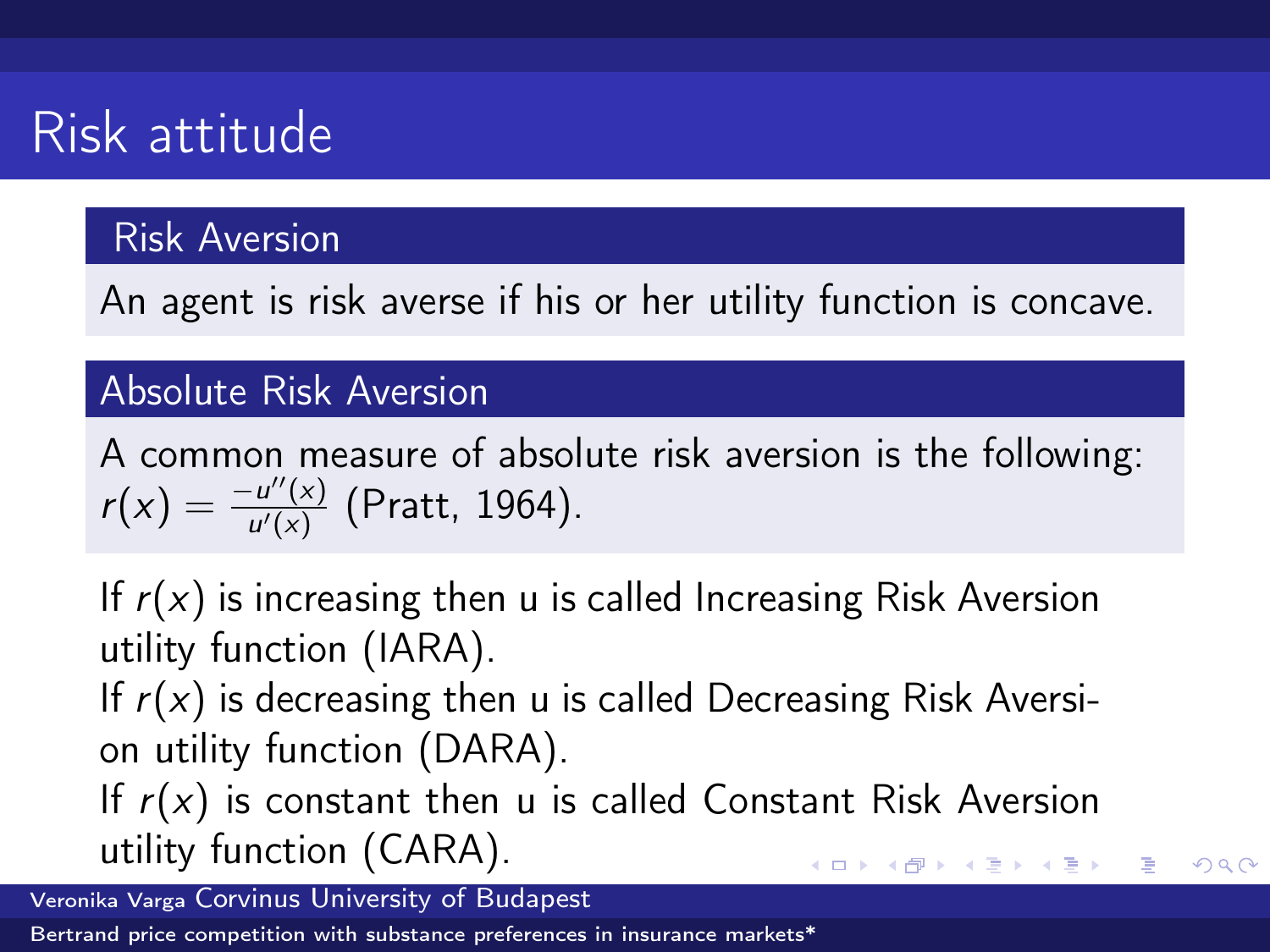# Risk attitude

## Risk Aversion

An agent is risk averse if his or her utility function is concave.

## Absolute Risk Aversion

A common measure of absolute risk aversion is the following: $r(x) = \frac{-u''(x)}{u'(x)}$ (Pratt, 1964).

If $r(x)$ is increasing then u is called Increasing Risk Aversion utility function (IARA).
If $r(x)$ is decreasing then u is called Decreasing Risk Aversion utility function (DARA).
If $r(x)$ is constant then u is called Constant Risk Aversion utility function (CARA).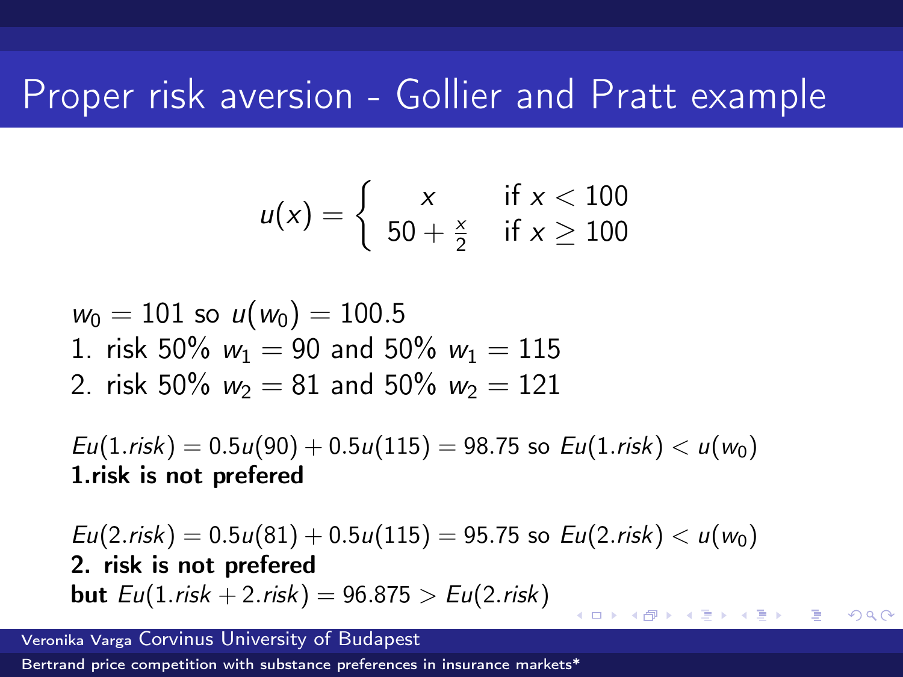# Proper risk aversion - Gollier and Pratt example

$$u(x) = \begin{cases} x & \text{if } x < 100 \\ 50 + \frac{x}{2} & \text{if } x \geq 100 \end{cases}$$

$w_0 = 101$ so $u(w_0) = 100.5$

1. risk 50% $w_1 = 90$ and 50% $w_1 = 115$
2. risk 50% $w_2 = 81$ and 50% $w_2 = 121$

$Eu(1.risk) = 0.5u(90) + 0.5u(115) = 98.75$ so $Eu(1.risk) < u(w_0)$
**1.risk is not prefered**

$Eu(2.risk) = 0.5u(81) + 0.5u(115) = 95.75$ so $Eu(2.risk) < u(w_0)$
**2. risk is not prefered**
**but** $Eu(1.risk + 2.risk) = 96.875 > Eu(2.risk)$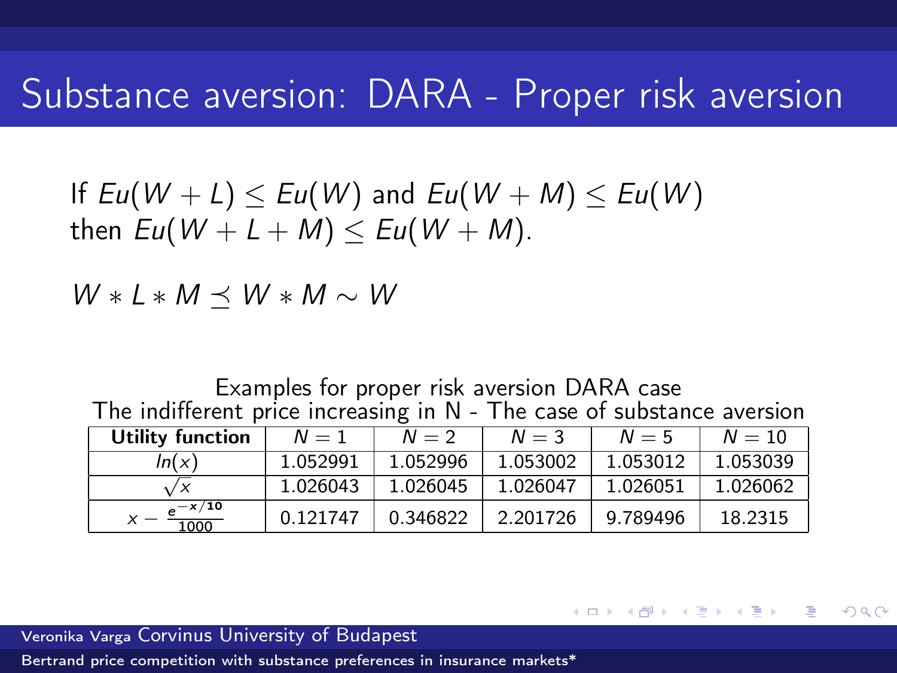# Substance aversion: DARA - Proper risk aversion

If $Eu(W + L) \leq Eu(W)$ and $Eu(W + M) \leq Eu(W)$
then $Eu(W + L + M) \leq Eu(W + M)$.

$W * L * M \preceq W * M \sim W$

Examples for proper risk aversion DARA case
The indifferent price increasing in N - The case of substance aversion

| **Utility function** | $N = 1$ | $N = 2$ | $N = 3$ | $N = 5$ | $N = 10$ |
|---|---|---|---|---|---|
| $ln(x)$ | 1.052991 | 1.052996 | 1.053002 | 1.053012 | 1.053039 |
| $\sqrt{x}$ | 1.026043 | 1.026045 | 1.026047 | 1.026051 | 1.026062 |
| $x - \frac{e^{-x/10}}{1000}$ | 0.121747 | 0.346822 | 2.201726 | 9.789496 | 18.2315 |